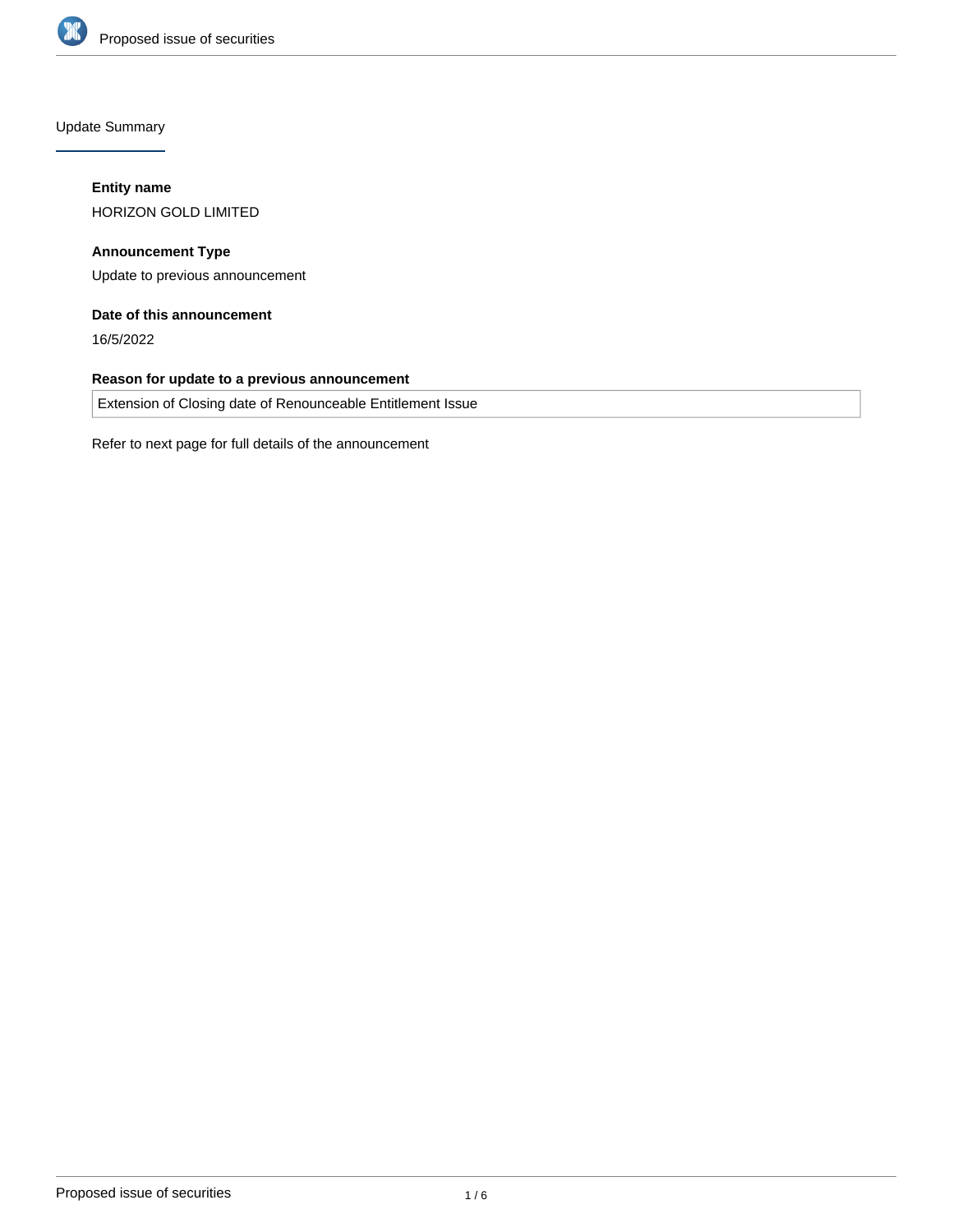## Update Summary

**Entity name**

HORIZON GOLD LIMITED

**Announcement Type**

Update to previous announcement

**Date of this announcement**

16/5/2022

**Reason for update to a previous announcement**

Extension of Closing date of Renounceable Entitlement Issue

Refer to next page for full details of the announcement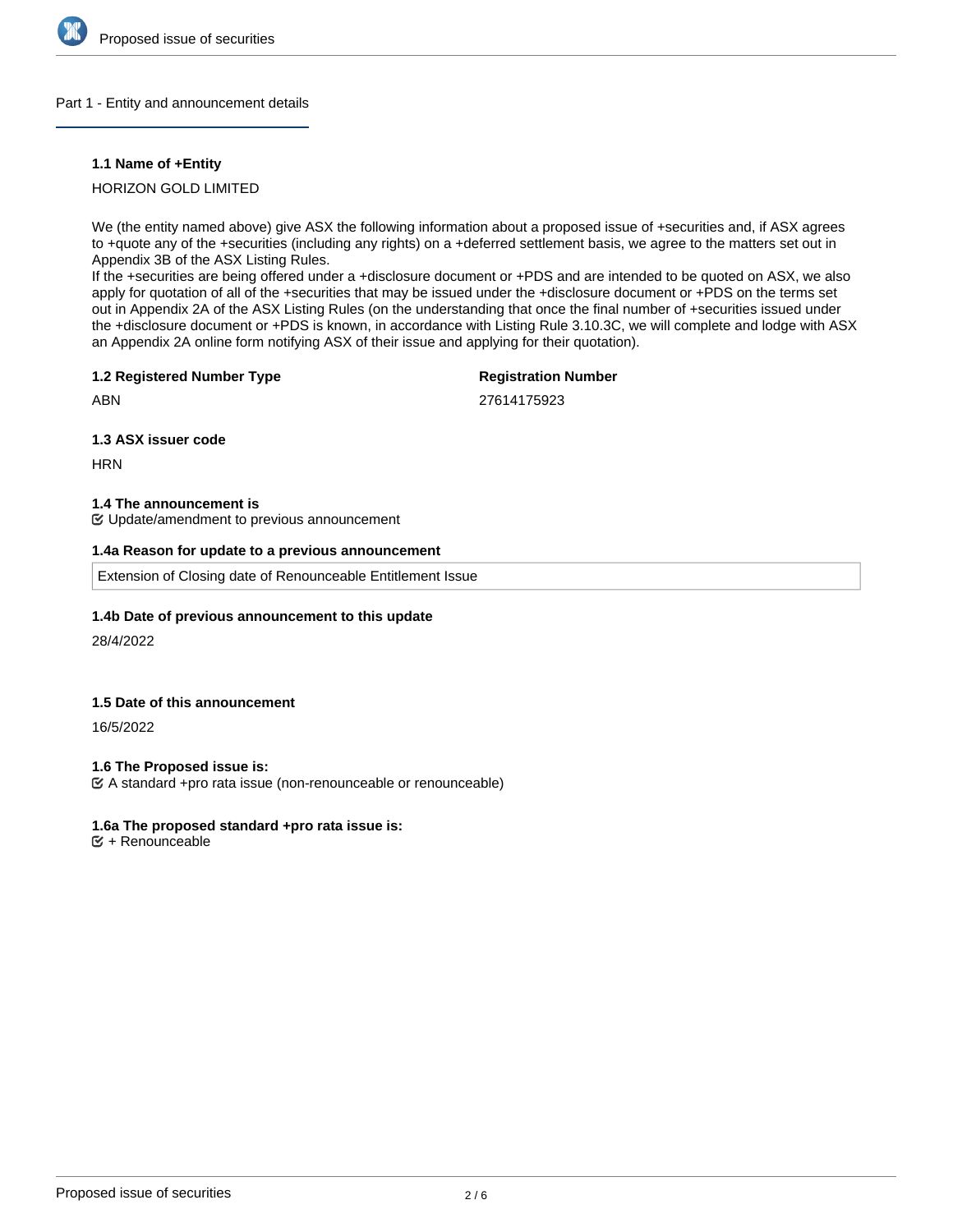## Part 1 - Entity and announcement details

### 1.1 Name of +Entity

HORIZON GOLD LIMITED

We (the entity named above) give ASX the following information about a proposed issue of +securities and, if ASX agrees to +quote any of the +securities (including any rights) on a +deferred settlement basis, we agree to the matters set out in Appendix 3B of the ASX Listing Rules.
If the +securities are being offered under a +disclosure document or +PDS and are intended to be quoted on ASX, we also apply for quotation of all of the +securities that may be issued under the +disclosure document or +PDS on the terms set out in Appendix 2A of the ASX Listing Rules (on the understanding that once the final number of +securities issued under the +disclosure document or +PDS is known, in accordance with Listing Rule 3.10.3C, we will complete and lodge with ASX an Appendix 2A online form notifying ASX of their issue and applying for their quotation).

### 1.2 Registered Number Type

ABN

**Registration Number**

27614175923

### 1.3 ASX issuer code

HRN

### 1.4 The announcement is

☑ Update/amendment to previous announcement

### 1.4a Reason for update to a previous announcement

Extension of Closing date of Renounceable Entitlement Issue

### 1.4b Date of previous announcement to this update

28/4/2022

### 1.5 Date of this announcement

16/5/2022

### 1.6 The Proposed issue is:

☑ A standard +pro rata issue (non-renounceable or renounceable)

### 1.6a The proposed standard +pro rata issue is:

☑ + Renounceable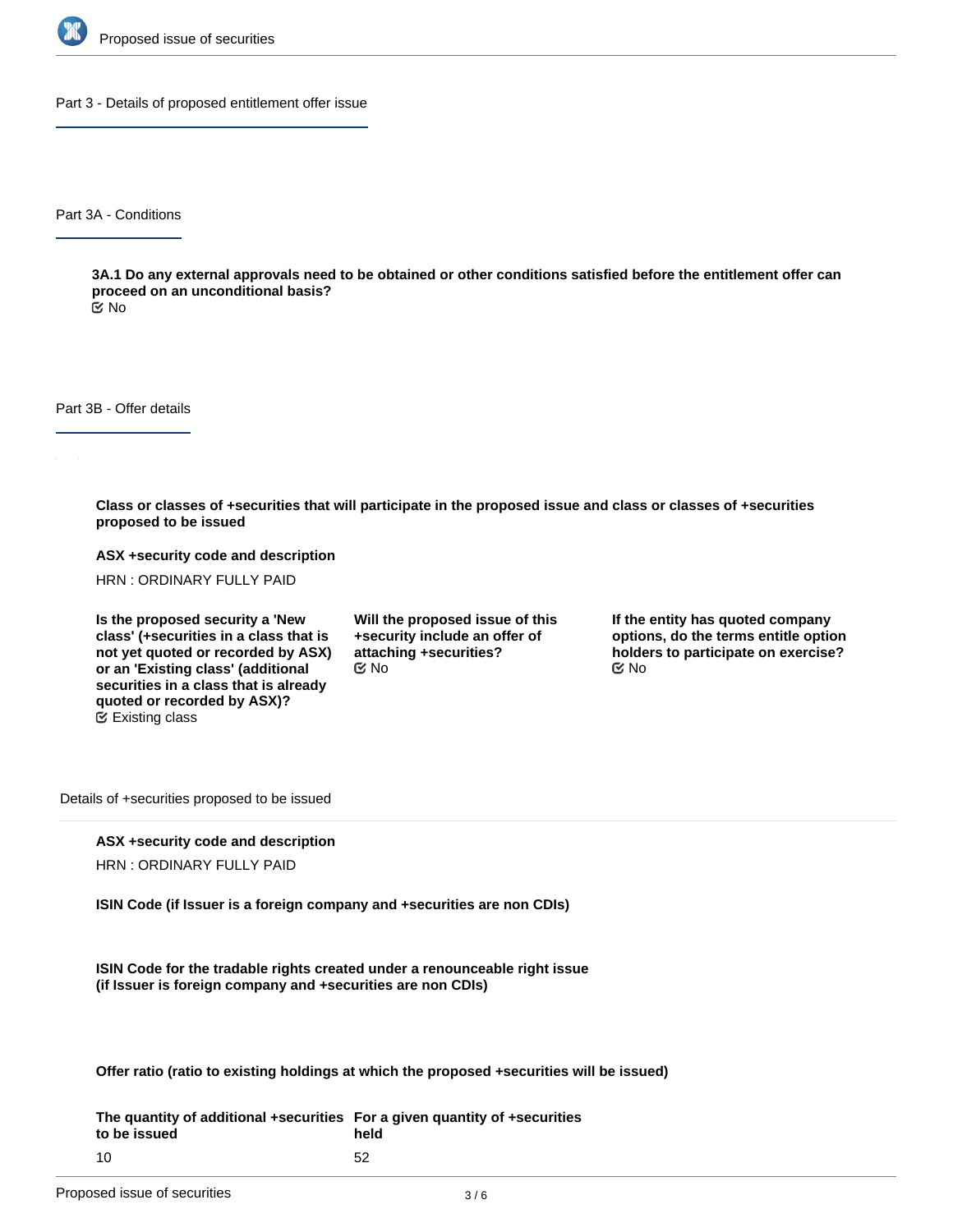## Part 3 - Details of proposed entitlement offer issue

### Part 3A - Conditions

**3A.1 Do any external approvals need to be obtained or other conditions satisfied before the entitlement offer can proceed on an unconditional basis?**
No

### Part 3B - Offer details

**Class or classes of +securities that will participate in the proposed issue and class or classes of +securities proposed to be issued**

**ASX +security code and description**
HRN : ORDINARY FULLY PAID

**Is the proposed security a 'New class' (+securities in a class that is not yet quoted or recorded by ASX) or an 'Existing class' (additional securities in a class that is already quoted or recorded by ASX)?**
Existing class

**Will the proposed issue of this +security include an offer of attaching +securities?**
No

**If the entity has quoted company options, do the terms entitle option holders to participate on exercise?**
No

#### Details of +securities proposed to be issued

**ASX +security code and description**
HRN : ORDINARY FULLY PAID

**ISIN Code (if Issuer is a foreign company and +securities are non CDIs)**

**ISIN Code for the tradable rights created under a renounceable right issue (if Issuer is foreign company and +securities are non CDIs)**

**Offer ratio (ratio to existing holdings at which the proposed +securities will be issued)**

| The quantity of additional +securities to be issued | For a given quantity of +securities held |
| --- | --- |
| 10 | 52 |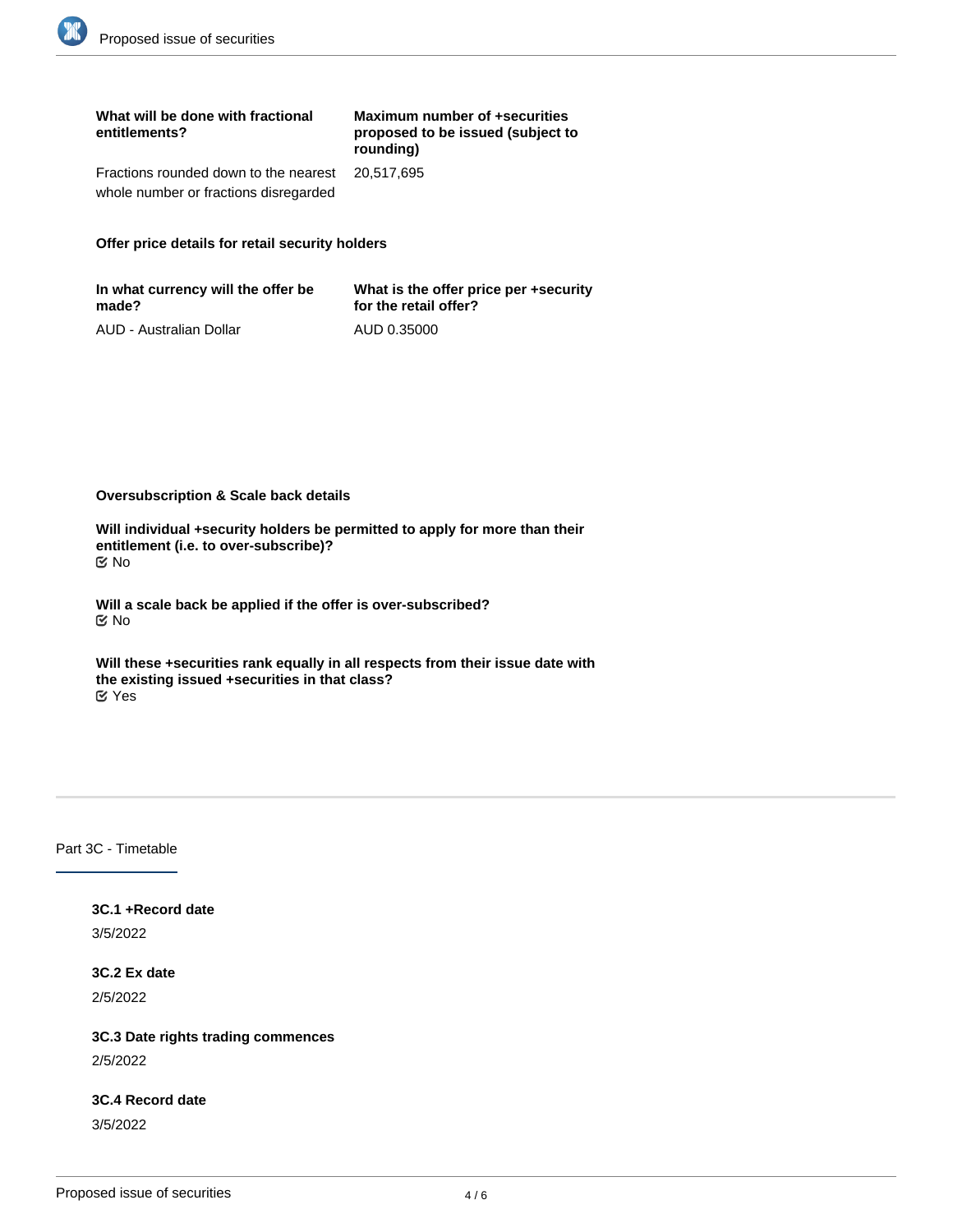| What will be done with fractional entitlements? | Maximum number of +securities proposed to be issued (subject to rounding) |
| --- | --- |
| Fractions rounded down to the nearest whole number or fractions disregarded | 20,517,695 |

**Offer price details for retail security holders**

| In what currency will the offer be made? | What is the offer price per +security for the retail offer? |
| --- | --- |
| AUD - Australian Dollar | AUD 0.35000 |

**Oversubscription & Scale back details**

**Will individual +security holders be permitted to apply for more than their entitlement (i.e. to over-subscribe)?**
☑ No

**Will a scale back be applied if the offer is over-subscribed?**
☑ No

**Will these +securities rank equally in all respects from their issue date with the existing issued +securities in that class?**
☑ Yes

## Part 3C - Timetable

**3C.1 +Record date**
3/5/2022

**3C.2 Ex date**
2/5/2022

**3C.3 Date rights trading commences**
2/5/2022

**3C.4 Record date**
3/5/2022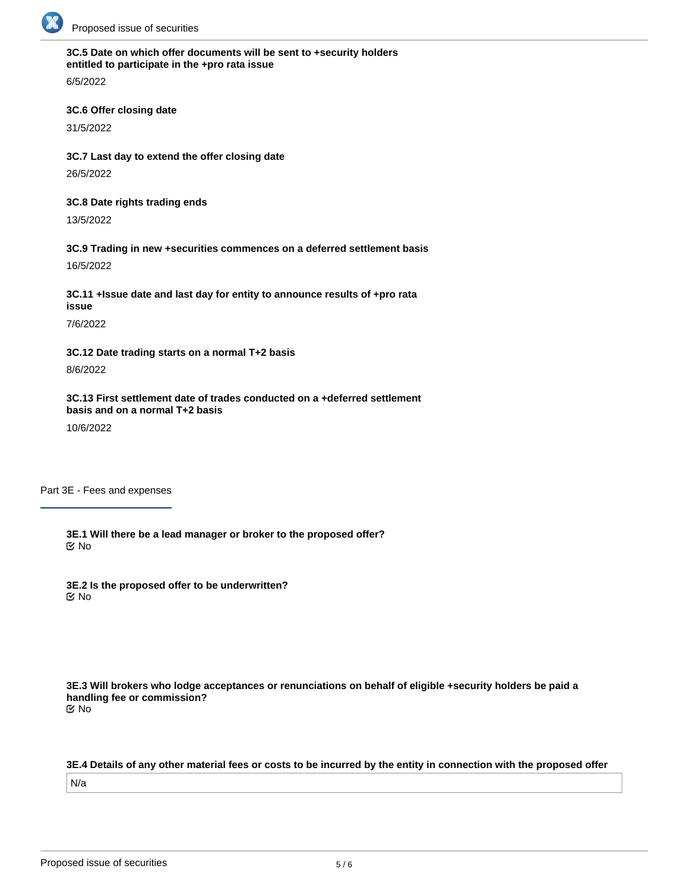**3C.5 Date on which offer documents will be sent to +security holders entitled to participate in the +pro rata issue**

6/5/2022

**3C.6 Offer closing date**

31/5/2022

**3C.7 Last day to extend the offer closing date**

26/5/2022

**3C.8 Date rights trading ends**

13/5/2022

**3C.9 Trading in new +securities commences on a deferred settlement basis**

16/5/2022

**3C.11 +Issue date and last day for entity to announce results of +pro rata issue**

7/6/2022

**3C.12 Date trading starts on a normal T+2 basis**

8/6/2022

**3C.13 First settlement date of trades conducted on a +deferred settlement basis and on a normal T+2 basis**

10/6/2022

## Part 3E - Fees and expenses

**3E.1 Will there be a lead manager or broker to the proposed offer?**

☑ No

**3E.2 Is the proposed offer to be underwritten?**

☑ No

**3E.3 Will brokers who lodge acceptances or renunciations on behalf of eligible +security holders be paid a handling fee or commission?**

☑ No

**3E.4 Details of any other material fees or costs to be incurred by the entity in connection with the proposed offer**

N/a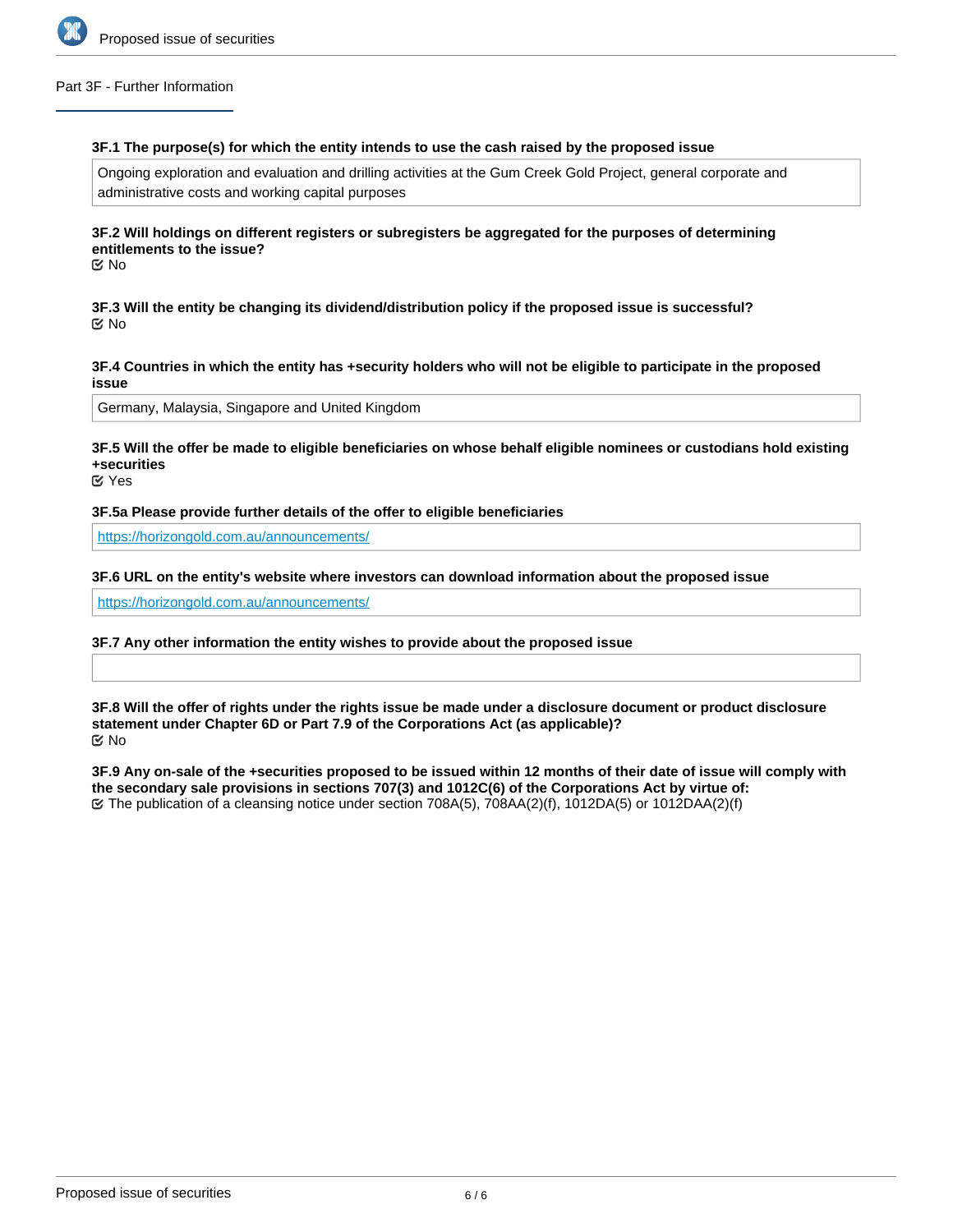## Part 3F - Further Information

**3F.1 The purpose(s) for which the entity intends to use the cash raised by the proposed issue**

Ongoing exploration and evaluation and drilling activities at the Gum Creek Gold Project, general corporate and administrative costs and working capital purposes

**3F.2 Will holdings on different registers or subregisters be aggregated for the purposes of determining entitlements to the issue?**

No

**3F.3 Will the entity be changing its dividend/distribution policy if the proposed issue is successful?**

No

**3F.4 Countries in which the entity has +security holders who will not be eligible to participate in the proposed issue**

Germany, Malaysia, Singapore and United Kingdom

**3F.5 Will the offer be made to eligible beneficiaries on whose behalf eligible nominees or custodians hold existing +securities**

Yes

**3F.5a Please provide further details of the offer to eligible beneficiaries**

https://horizongold.com.au/announcements/

**3F.6 URL on the entity's website where investors can download information about the proposed issue**

https://horizongold.com.au/announcements/

**3F.7 Any other information the entity wishes to provide about the proposed issue**

**3F.8 Will the offer of rights under the rights issue be made under a disclosure document or product disclosure statement under Chapter 6D or Part 7.9 of the Corporations Act (as applicable)?**

No

**3F.9 Any on-sale of the +securities proposed to be issued within 12 months of their date of issue will comply with the secondary sale provisions in sections 707(3) and 1012C(6) of the Corporations Act by virtue of:**

The publication of a cleansing notice under section 708A(5), 708AA(2)(f), 1012DA(5) or 1012DAA(2)(f)